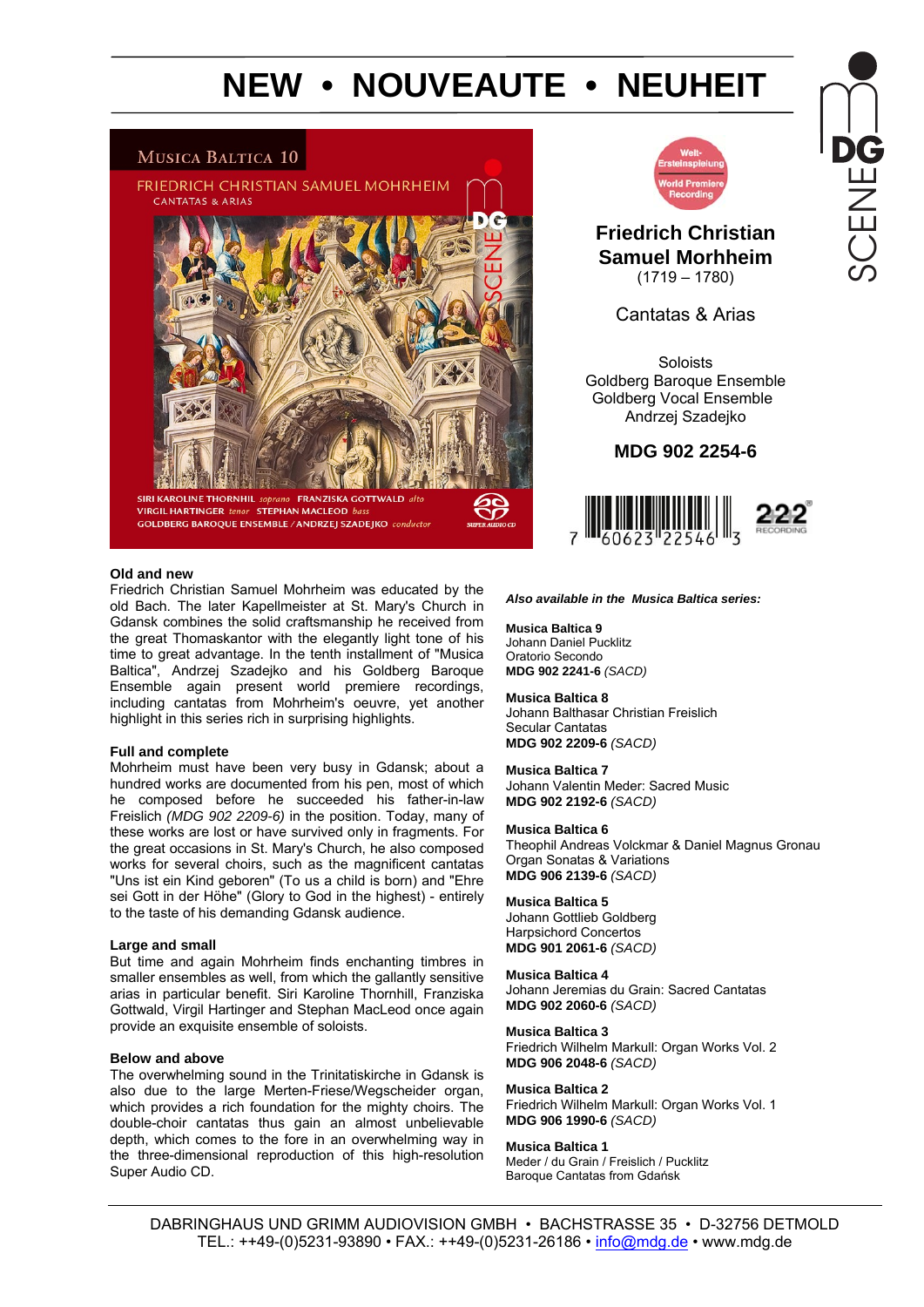# NEW • NOUVEAUTE • NEUHEIT

Welt-Ersteinspielung
World Premiere Recording

## Friedrich Christian Samuel Morhheim

(1719 – 1780)

Cantatas & Arias

Soloists
Goldberg Baroque Ensemble
Goldberg Vocal Ensemble
Andrzej Szadejko

**MDG 902 2254-6**

7 60623 22546 3

### Old and new

Friedrich Christian Samuel Mohrheim was educated by the old Bach. The later Kapellmeister at St. Mary's Church in Gdansk combines the solid craftsmanship he received from the great Thomaskantor with the elegantly light tone of his time to great advantage. In the tenth installment of "Musica Baltica", Andrzej Szadejko and his Goldberg Baroque Ensemble again present world premiere recordings, including cantatas from Mohrheim's oeuvre, yet another highlight in this series rich in surprising highlights.

### Full and complete

Mohrheim must have been very busy in Gdansk; about a hundred works are documented from his pen, most of which he composed before he succeeded his father-in-law Freislich *(MDG 902 2209-6)* in the position. Today, many of these works are lost or have survived only in fragments. For the great occasions in St. Mary's Church, he also composed works for several choirs, such as the magnificent cantatas "Uns ist ein Kind geboren" (To us a child is born) and "Ehre sei Gott in der Höhe" (Glory to God in the highest) - entirely to the taste of his demanding Gdansk audience.

### Large and small

But time and again Mohrheim finds enchanting timbres in smaller ensembles as well, from which the gallantly sensitive arias in particular benefit. Siri Karoline Thornhill, Franziska Gottwald, Virgil Hartinger and Stephan MacLeod once again provide an exquisite ensemble of soloists.

### Below and above

The overwhelming sound in the Trinitatiskirche in Gdansk is also due to the large Merten-Friese/Wegscheider organ, which provides a rich foundation for the mighty choirs. The double-choir cantatas thus gain an almost unbelievable depth, which comes to the fore in an overwhelming way in the three-dimensional reproduction of this high-resolution Super Audio CD.

***Also available in the Musica Baltica series:***

**Musica Baltica 9**
Johann Daniel Pucklitz
Oratorio Secondo
**MDG 902 2241-6** *(SACD)*

**Musica Baltica 8**
Johann Balthasar Christian Freislich
Secular Cantatas
**MDG 902 2209-6** *(SACD)*

**Musica Baltica 7**
Johann Valentin Meder: Sacred Music
**MDG 902 2192-6** *(SACD)*

**Musica Baltica 6**
Theophil Andreas Volckmar & Daniel Magnus Gronau
Organ Sonatas & Variations
**MDG 906 2139-6** *(SACD)*

**Musica Baltica 5**
Johann Gottlieb Goldberg
Harpsichord Concertos
**MDG 901 2061-6** *(SACD)*

**Musica Baltica 4**
Johann Jeremias du Grain: Sacred Cantatas
**MDG 902 2060-6** *(SACD)*

**Musica Baltica 3**
Friedrich Wilhelm Markull: Organ Works Vol. 2
**MDG 906 2048-6** *(SACD)*

**Musica Baltica 2**
Friedrich Wilhelm Markull: Organ Works Vol. 1
**MDG 906 1990-6** *(SACD)*

**Musica Baltica 1**
Meder / du Grain / Freislich / Pucklitz
Baroque Cantatas from Gdańsk

DABRINGHAUS UND GRIMM AUDIOVISION GMBH • BACHSTRASSE 35 • D-32756 DETMOLD
TEL.: ++49-(0)5231-93890 • FAX.: ++49-(0)5231-26186 • info@mdg.de • www.mdg.de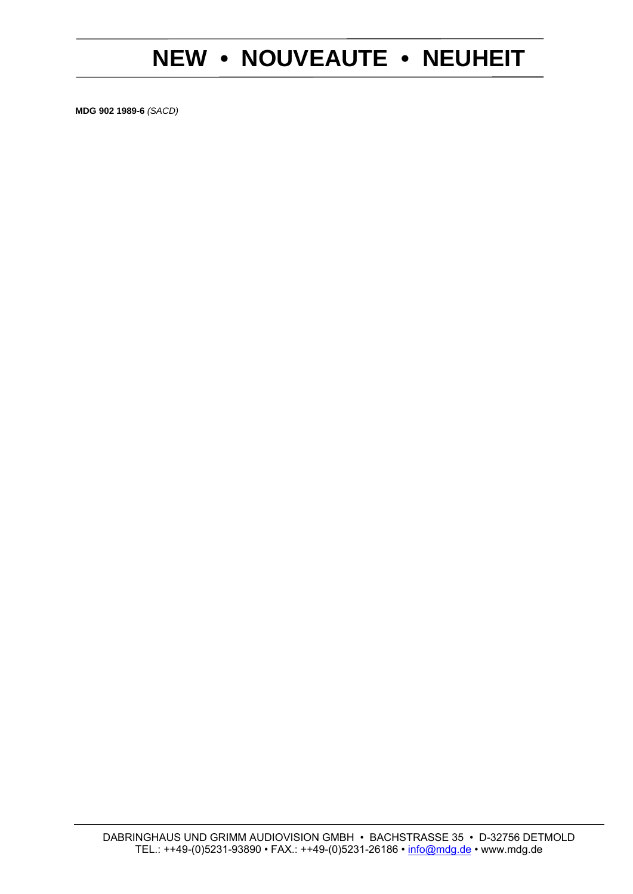# NEW • NOUVEAUTE • NEUHEIT

**MDG 902 1989-6** *(SACD)*

DABRINGHAUS UND GRIMM AUDIOVISION GMBH • BACHSTRASSE 35 • D-32756 DETMOLD
TEL.: ++49-(0)5231-93890 • FAX.: ++49-(0)5231-26186 • info@mdg.de • www.mdg.de